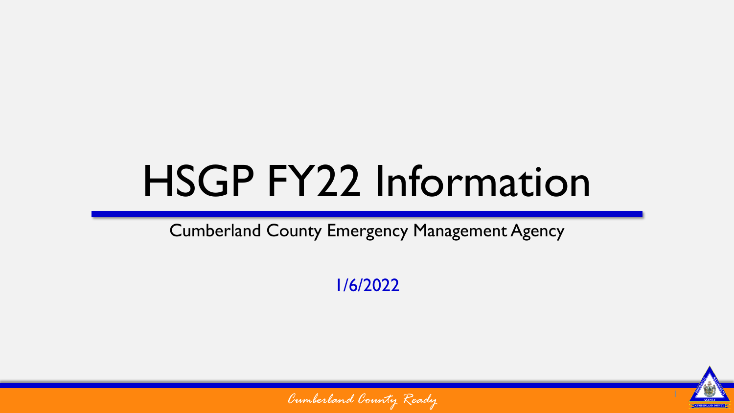# HSGP FY22 Information

Cumberland County Emergency Management Agency

1/6/2022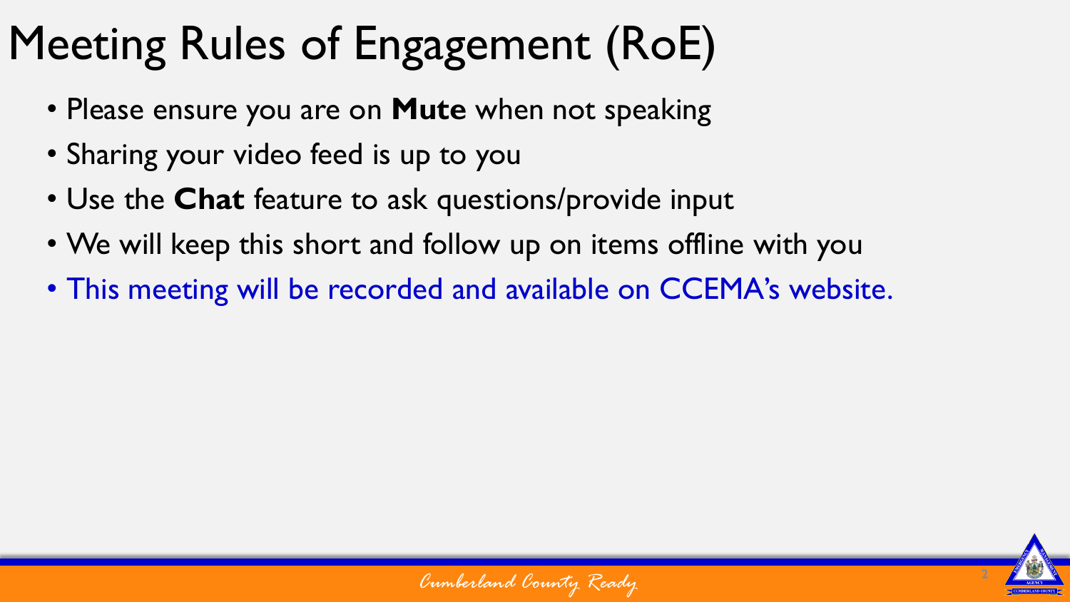# Meeting Rules of Engagement (RoE)

- Please ensure you are on **Mute** when not speaking
- Sharing your video feed is up to you
- Use the **Chat** feature to ask questions/provide input
- We will keep this short and follow up on items offline with you
- This meeting will be recorded and available on CCEMA's website.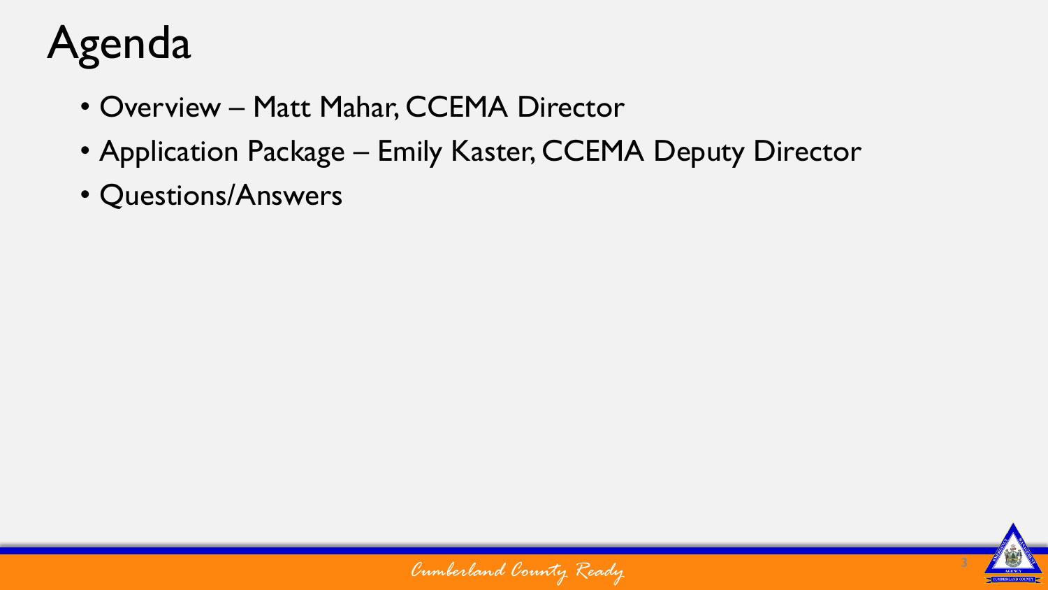# Agenda

- Overview – Matt Mahar, CCEMA Director
- Application Package – Emily Kaster, CCEMA Deputy Director
- Questions/Answers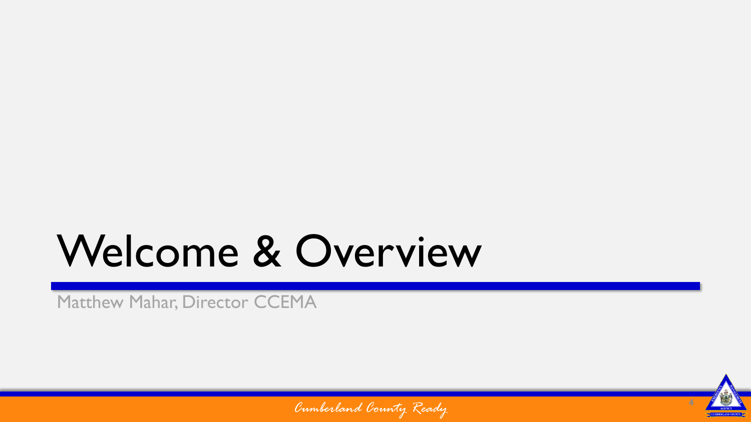# Welcome & Overview

Matthew Mahar, Director CCEMA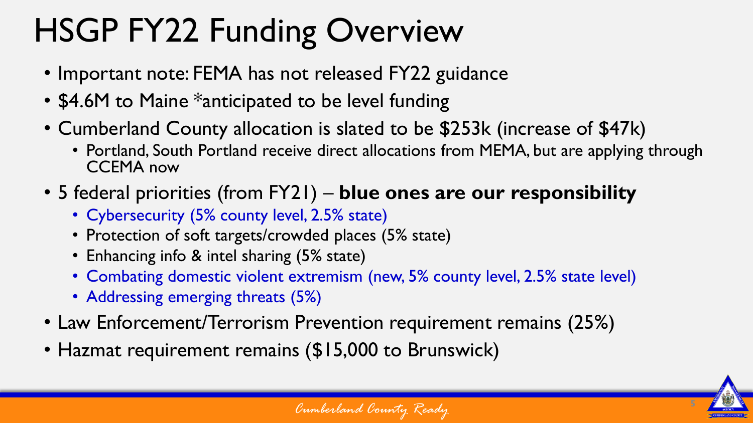# HSGP FY22 Funding Overview

- Important note: FEMA has not released FY22 guidance
- $4.6M to Maine *anticipated to be level funding
- Cumberland County allocation is slated to be $253k (increase of $47k)
  - Portland, South Portland receive direct allocations from MEMA, but are applying through CCEMA now
- 5 federal priorities (from FY21) – **blue ones are our responsibility**
  - Cybersecurity (5% county level, 2.5% state)
  - Protection of soft targets/crowded places (5% state)
  - Enhancing info & intel sharing (5% state)
  - Combating domestic violent extremism (new, 5% county level, 2.5% state level)
  - Addressing emerging threats (5%)
- Law Enforcement/Terrorism Prevention requirement remains (25%)
- Hazmat requirement remains ($15,000 to Brunswick)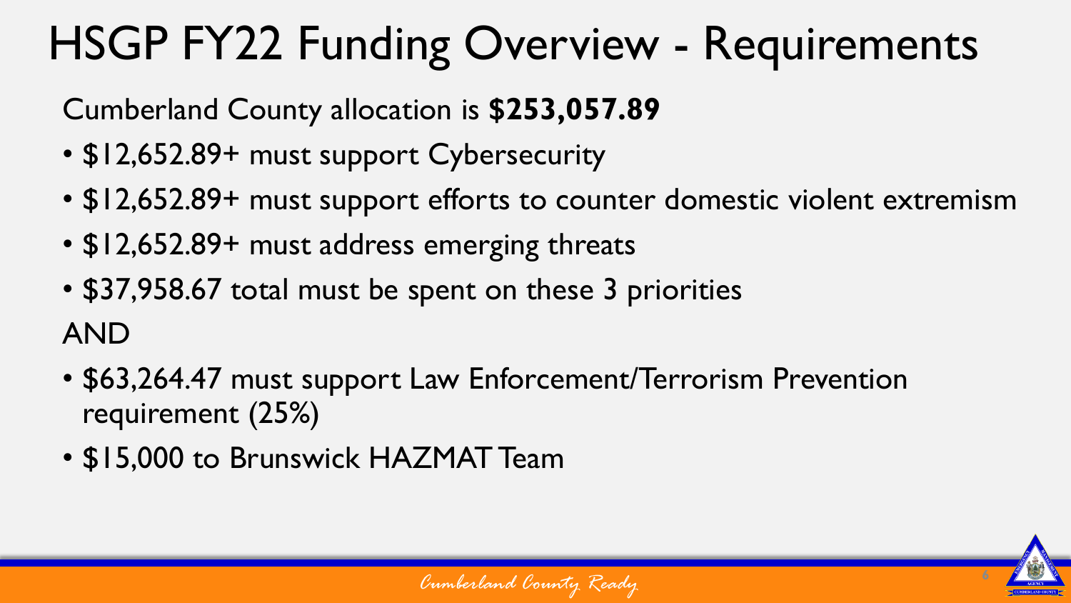# HSGP FY22 Funding Overview - Requirements

Cumberland County allocation is **$253,057.89**

- $12,652.89+ must support Cybersecurity
- $12,652.89+ must support efforts to counter domestic violent extremism
- $12,652.89+ must address emerging threats
- $37,958.67 total must be spent on these 3 priorities

AND

- $63,264.47 must support Law Enforcement/Terrorism Prevention requirement (25%)
- $15,000 to Brunswick HAZMAT Team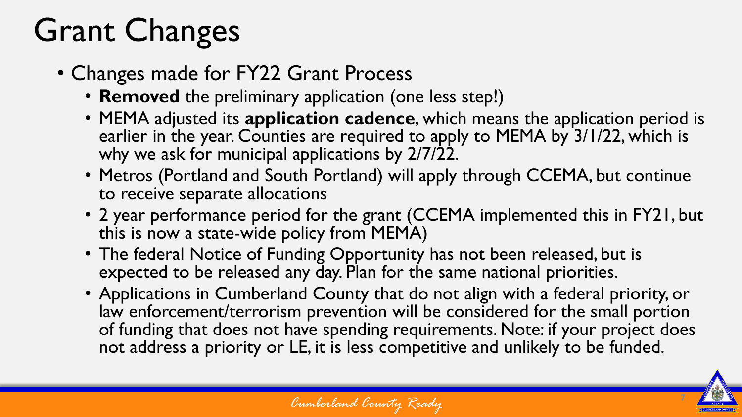# Grant Changes

- Changes made for FY22 Grant Process
  - **Removed** the preliminary application (one less step!)
  - MEMA adjusted its **application cadence**, which means the application period is earlier in the year. Counties are required to apply to MEMA by 3/1/22, which is why we ask for municipal applications by 2/7/22.
  - Metros (Portland and South Portland) will apply through CCEMA, but continue to receive separate allocations
  - 2 year performance period for the grant (CCEMA implemented this in FY21, but this is now a state-wide policy from MEMA)
  - The federal Notice of Funding Opportunity has not been released, but is expected to be released any day. Plan for the same national priorities.
  - Applications in Cumberland County that do not align with a federal priority, or law enforcement/terrorism prevention will be considered for the small portion of funding that does not have spending requirements. Note: if your project does not address a priority or LE, it is less competitive and unlikely to be funded.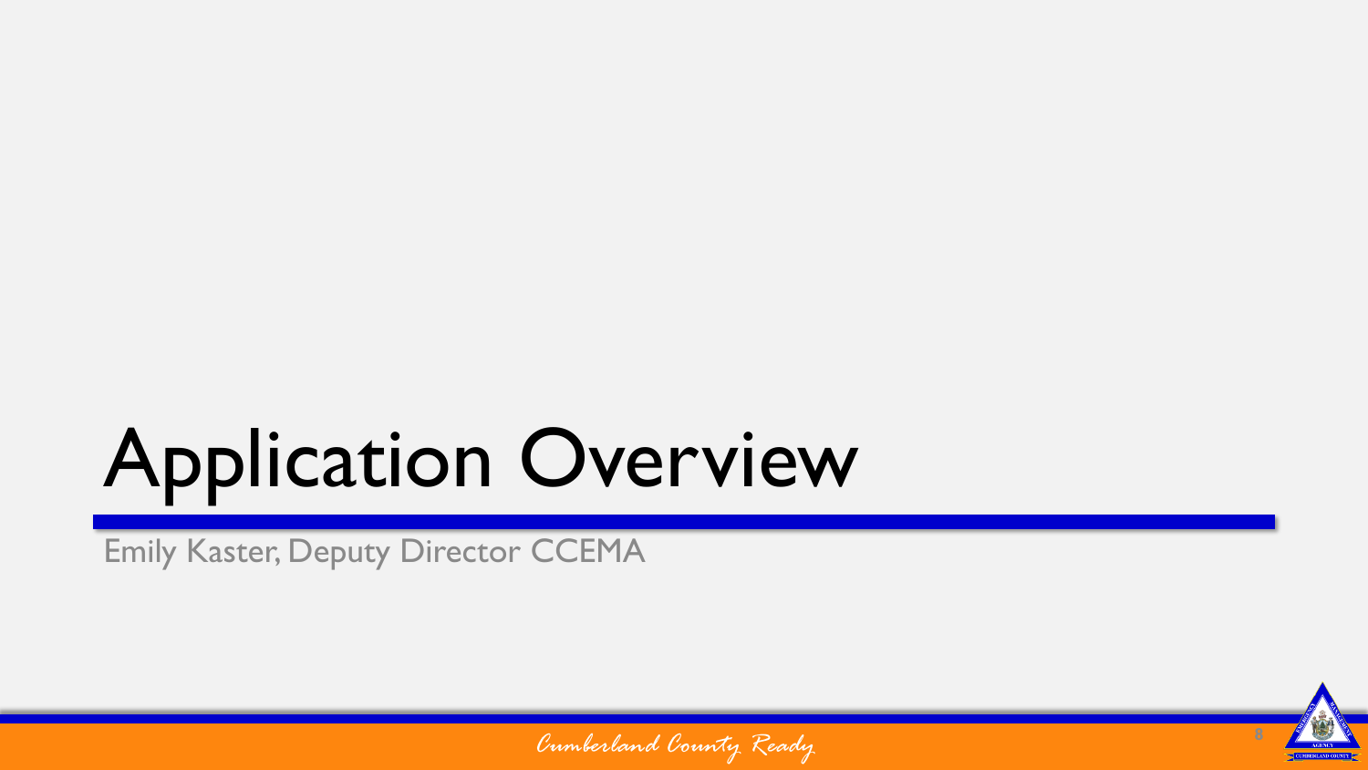# Application Overview

Emily Kaster, Deputy Director CCEMA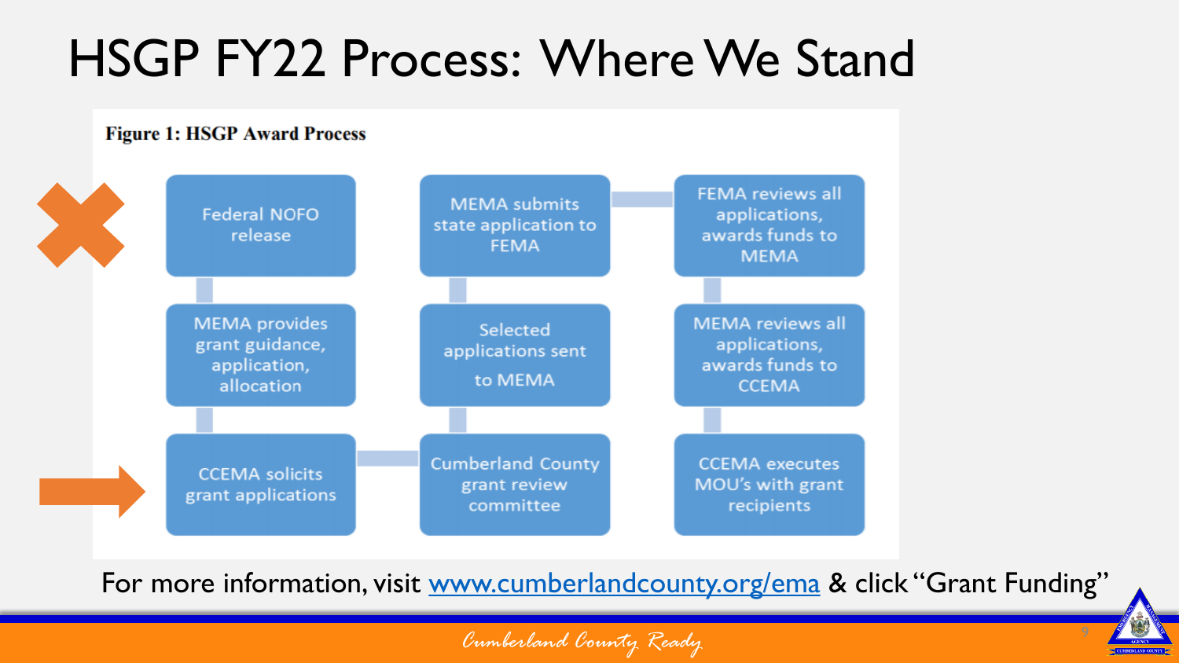# HSGP FY22 Process: Where We Stand

**Figure 1: HSGP Award Process**

- Federal NOFO release
- MEMA provides grant guidance, application, allocation
- CCEMA solicits grant applications
- Cumberland County grant review committee
- Selected applications sent to MEMA
- MEMA submits state application to FEMA
- FEMA reviews all applications, awards funds to MEMA
- MEMA reviews all applications, awards funds to CCEMA
- CCEMA executes MOU's with grant recipients

For more information, visit www.cumberlandcounty.org/ema & click "Grant Funding"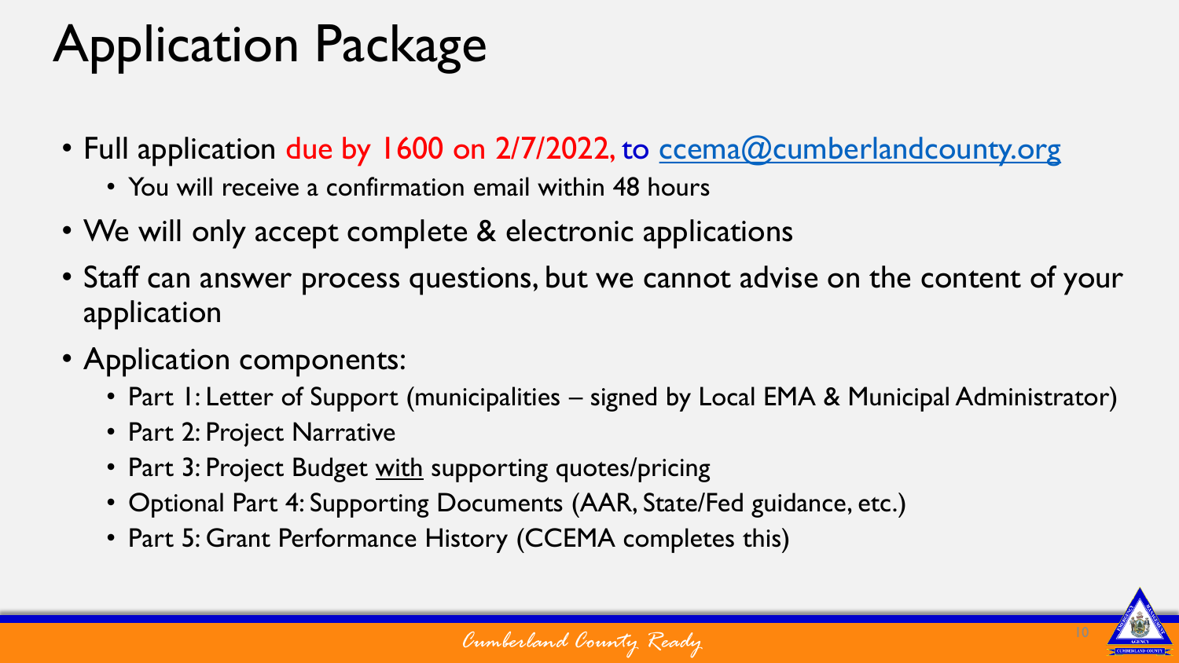# Application Package

- Full application due by 1600 on 2/7/2022, to ccema@cumberlandcounty.org
  - You will receive a confirmation email within 48 hours
- We will only accept complete & electronic applications
- Staff can answer process questions, but we cannot advise on the content of your application
- Application components:
  - Part 1: Letter of Support (municipalities – signed by Local EMA & Municipal Administrator)
  - Part 2: Project Narrative
  - Part 3: Project Budget <u>with</u> supporting quotes/pricing
  - Optional Part 4: Supporting Documents (AAR, State/Fed guidance, etc.)
  - Part 5: Grant Performance History (CCEMA completes this)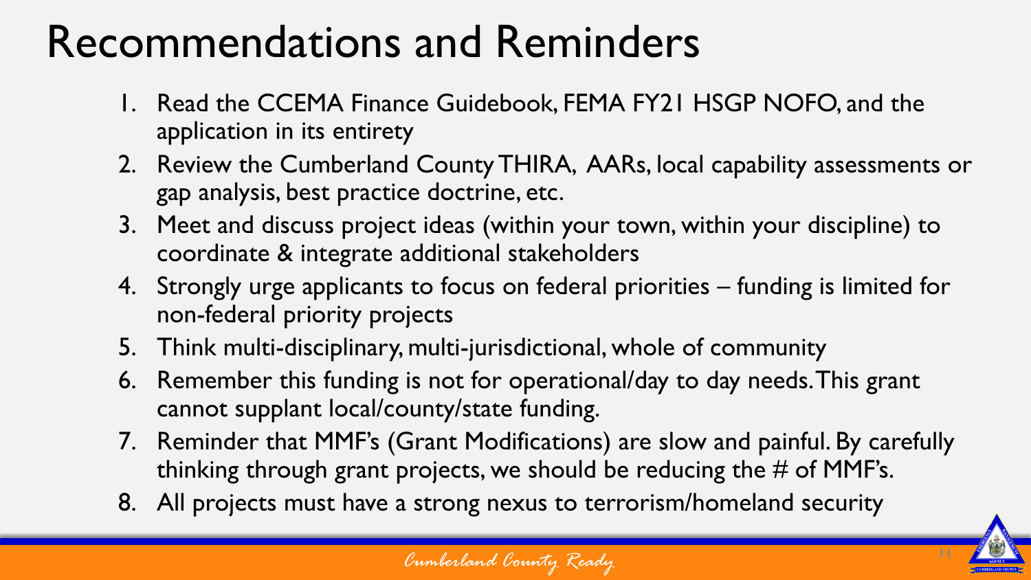# Recommendations and Reminders

1. Read the CCEMA Finance Guidebook, FEMA FY21 HSGP NOFO, and the application in its entirety
2. Review the Cumberland County THIRA, AARs, local capability assessments or gap analysis, best practice doctrine, etc.
3. Meet and discuss project ideas (within your town, within your discipline) to coordinate & integrate additional stakeholders
4. Strongly urge applicants to focus on federal priorities – funding is limited for non-federal priority projects
5. Think multi-disciplinary, multi-jurisdictional, whole of community
6. Remember this funding is not for operational/day to day needs. This grant cannot supplant local/county/state funding.
7. Reminder that MMF's (Grant Modifications) are slow and painful. By carefully thinking through grant projects, we should be reducing the # of MMF's.
8. All projects must have a strong nexus to terrorism/homeland security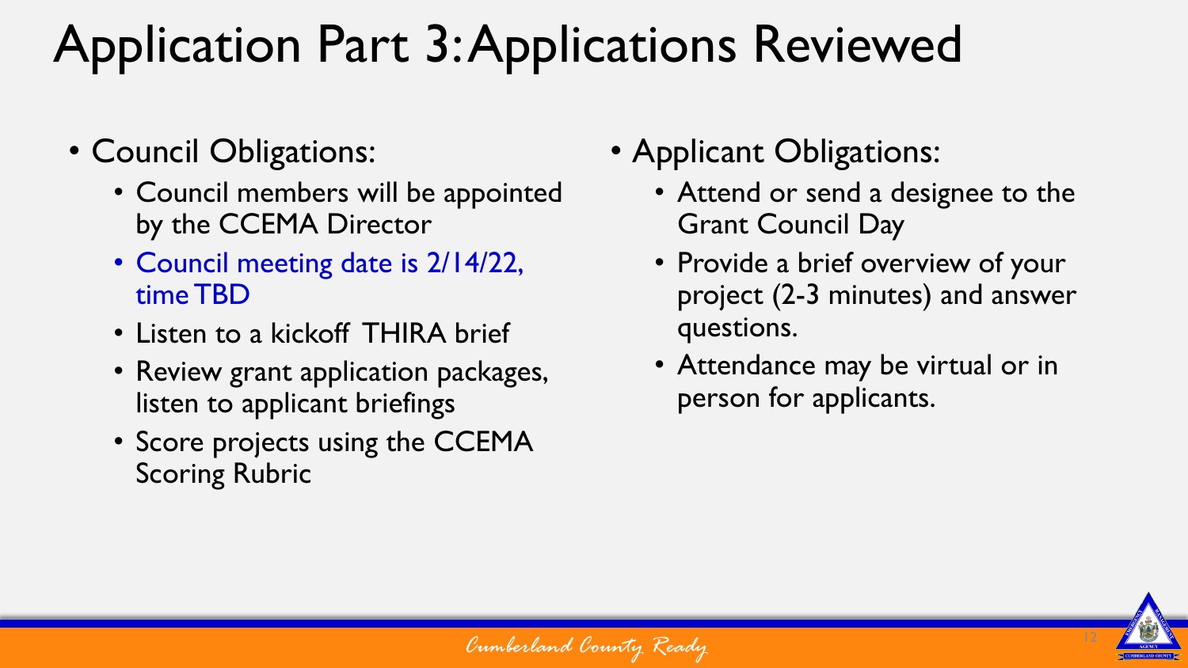# Application Part 3: Applications Reviewed

- Council Obligations:
  - Council members will be appointed by the CCEMA Director
  - Council meeting date is 2/14/22, time TBD
  - Listen to a kickoff THIRA brief
  - Review grant application packages, listen to applicant briefings
  - Score projects using the CCEMA Scoring Rubric

- Applicant Obligations:
  - Attend or send a designee to the Grant Council Day
  - Provide a brief overview of your project (2-3 minutes) and answer questions.
  - Attendance may be virtual or in person for applicants.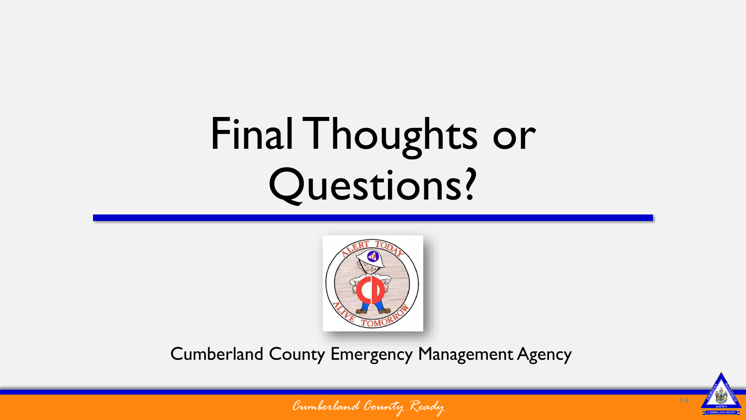# Final Thoughts or Questions?

Cumberland County Emergency Management Agency